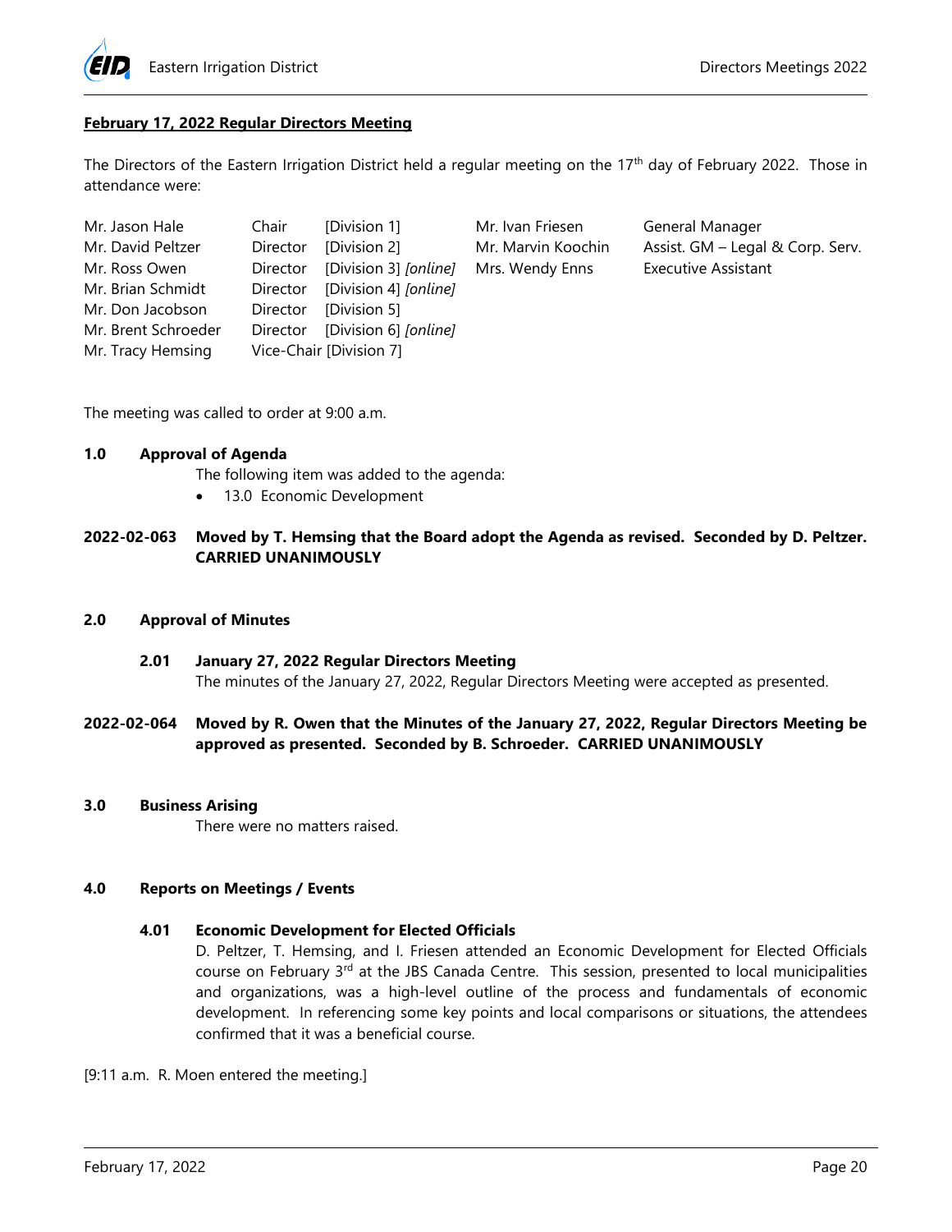## February 17, 2022 Regular Directors Meeting

The Directors of the Eastern Irrigation District held a regular meeting on the 17th day of February 2022. Those in attendance were:

| | | | | |
|---|---|---|---|---|
| Mr. Jason Hale | Chair | [Division 1] | Mr. Ivan Friesen | General Manager |
| Mr. David Peltzer | Director | [Division 2] | Mr. Marvin Koochin | Assist. GM – Legal & Corp. Serv. |
| Mr. Ross Owen | Director | [Division 3] *[online]* | Mrs. Wendy Enns | Executive Assistant |
| Mr. Brian Schmidt | Director | [Division 4] *[online]* | | |
| Mr. Don Jacobson | Director | [Division 5] | | |
| Mr. Brent Schroeder | Director | [Division 6] *[online]* | | |
| Mr. Tracy Hemsing | Vice-Chair | [Division 7] | | |

The meeting was called to order at 9:00 a.m.

**1.0 Approval of Agenda**

The following item was added to the agenda:

- 13.0 Economic Development

**2022-02-063 Moved by T. Hemsing that the Board adopt the Agenda as revised. Seconded by D. Peltzer. CARRIED UNANIMOUSLY**

**2.0 Approval of Minutes**

**2.01 January 27, 2022 Regular Directors Meeting**

The minutes of the January 27, 2022, Regular Directors Meeting were accepted as presented.

**2022-02-064 Moved by R. Owen that the Minutes of the January 27, 2022, Regular Directors Meeting be approved as presented. Seconded by B. Schroeder. CARRIED UNANIMOUSLY**

**3.0 Business Arising**

There were no matters raised.

**4.0 Reports on Meetings / Events**

**4.01 Economic Development for Elected Officials**

D. Peltzer, T. Hemsing, and I. Friesen attended an Economic Development for Elected Officials course on February 3rd at the JBS Canada Centre. This session, presented to local municipalities and organizations, was a high-level outline of the process and fundamentals of economic development. In referencing some key points and local comparisons or situations, the attendees confirmed that it was a beneficial course.

[9:11 a.m. R. Moen entered the meeting.]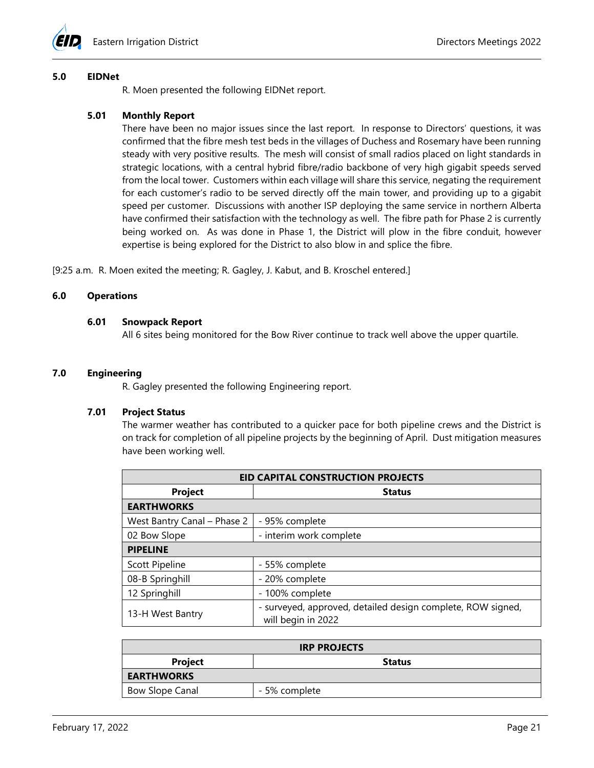## 5.0 EIDNet

R. Moen presented the following EIDNet report.

### 5.01 Monthly Report

There have been no major issues since the last report. In response to Directors' questions, it was confirmed that the fibre mesh test beds in the villages of Duchess and Rosemary have been running steady with very positive results. The mesh will consist of small radios placed on light standards in strategic locations, with a central hybrid fibre/radio backbone of very high gigabit speeds served from the local tower. Customers within each village will share this service, negating the requirement for each customer's radio to be served directly off the main tower, and providing up to a gigabit speed per customer. Discussions with another ISP deploying the same service in northern Alberta have confirmed their satisfaction with the technology as well. The fibre path for Phase 2 is currently being worked on. As was done in Phase 1, the District will plow in the fibre conduit, however expertise is being explored for the District to also blow in and splice the fibre.

[9:25 a.m. R. Moen exited the meeting; R. Gagley, J. Kabut, and B. Kroschel entered.]

## 6.0 Operations

### 6.01 Snowpack Report

All 6 sites being monitored for the Bow River continue to track well above the upper quartile.

## 7.0 Engineering

R. Gagley presented the following Engineering report.

### 7.01 Project Status

The warmer weather has contributed to a quicker pace for both pipeline crews and the District is on track for completion of all pipeline projects by the beginning of April. Dust mitigation measures have been working well.

| EID CAPITAL CONSTRUCTION PROJECTS | |
|---|---|
| **Project** | **Status** |
| **EARTHWORKS** | |
| West Bantry Canal – Phase 2 | - 95% complete |
| 02 Bow Slope | - interim work complete |
| **PIPELINE** | |
| Scott Pipeline | - 55% complete |
| 08-B Springhill | - 20% complete |
| 12 Springhill | - 100% complete |
| 13-H West Bantry | - surveyed, approved, detailed design complete, ROW signed, will begin in 2022 |

| IRP PROJECTS | |
|---|---|
| **Project** | **Status** |
| **EARTHWORKS** | |
| Bow Slope Canal | - 5% complete |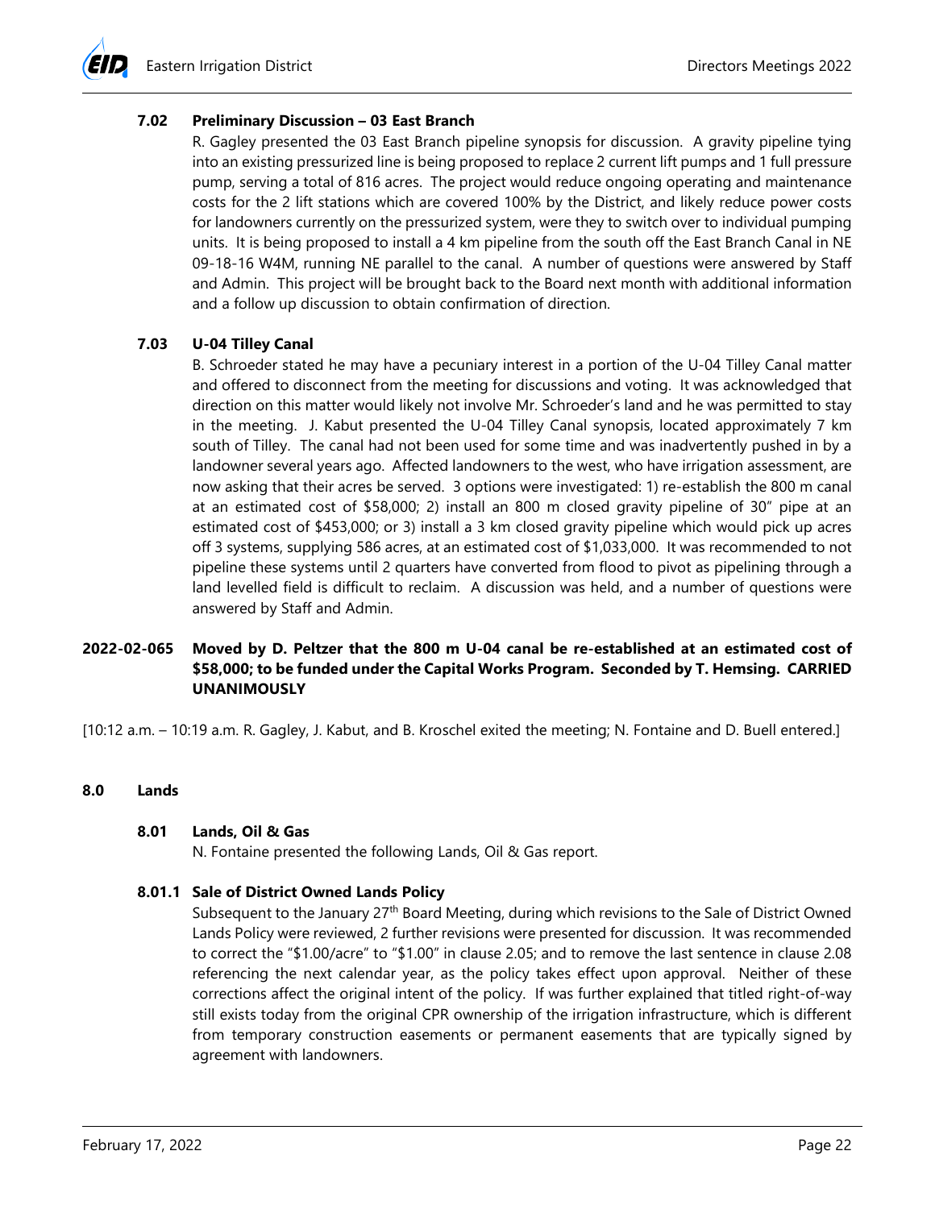### 7.02 Preliminary Discussion – 03 East Branch

R. Gagley presented the 03 East Branch pipeline synopsis for discussion. A gravity pipeline tying into an existing pressurized line is being proposed to replace 2 current lift pumps and 1 full pressure pump, serving a total of 816 acres. The project would reduce ongoing operating and maintenance costs for the 2 lift stations which are covered 100% by the District, and likely reduce power costs for landowners currently on the pressurized system, were they to switch over to individual pumping units. It is being proposed to install a 4 km pipeline from the south off the East Branch Canal in NE 09-18-16 W4M, running NE parallel to the canal. A number of questions were answered by Staff and Admin. This project will be brought back to the Board next month with additional information and a follow up discussion to obtain confirmation of direction.

### 7.03 U-04 Tilley Canal

B. Schroeder stated he may have a pecuniary interest in a portion of the U-04 Tilley Canal matter and offered to disconnect from the meeting for discussions and voting. It was acknowledged that direction on this matter would likely not involve Mr. Schroeder's land and he was permitted to stay in the meeting. J. Kabut presented the U-04 Tilley Canal synopsis, located approximately 7 km south of Tilley. The canal had not been used for some time and was inadvertently pushed in by a landowner several years ago. Affected landowners to the west, who have irrigation assessment, are now asking that their acres be served. 3 options were investigated: 1) re-establish the 800 m canal at an estimated cost of $58,000; 2) install an 800 m closed gravity pipeline of 30" pipe at an estimated cost of $453,000; or 3) install a 3 km closed gravity pipeline which would pick up acres off 3 systems, supplying 586 acres, at an estimated cost of $1,033,000. It was recommended to not pipeline these systems until 2 quarters have converted from flood to pivot as pipelining through a land levelled field is difficult to reclaim. A discussion was held, and a number of questions were answered by Staff and Admin.

**2022-02-065 Moved by D. Peltzer that the 800 m U-04 canal be re-established at an estimated cost of $58,000; to be funded under the Capital Works Program. Seconded by T. Hemsing. CARRIED UNANIMOUSLY**

[10:12 a.m. – 10:19 a.m. R. Gagley, J. Kabut, and B. Kroschel exited the meeting; N. Fontaine and D. Buell entered.]

## 8.0 Lands

### 8.01 Lands, Oil & Gas

N. Fontaine presented the following Lands, Oil & Gas report.

### 8.01.1 Sale of District Owned Lands Policy

Subsequent to the January 27th Board Meeting, during which revisions to the Sale of District Owned Lands Policy were reviewed, 2 further revisions were presented for discussion. It was recommended to correct the "$1.00/acre" to "$1.00" in clause 2.05; and to remove the last sentence in clause 2.08 referencing the next calendar year, as the policy takes effect upon approval. Neither of these corrections affect the original intent of the policy. If was further explained that titled right-of-way still exists today from the original CPR ownership of the irrigation infrastructure, which is different from temporary construction easements or permanent easements that are typically signed by agreement with landowners.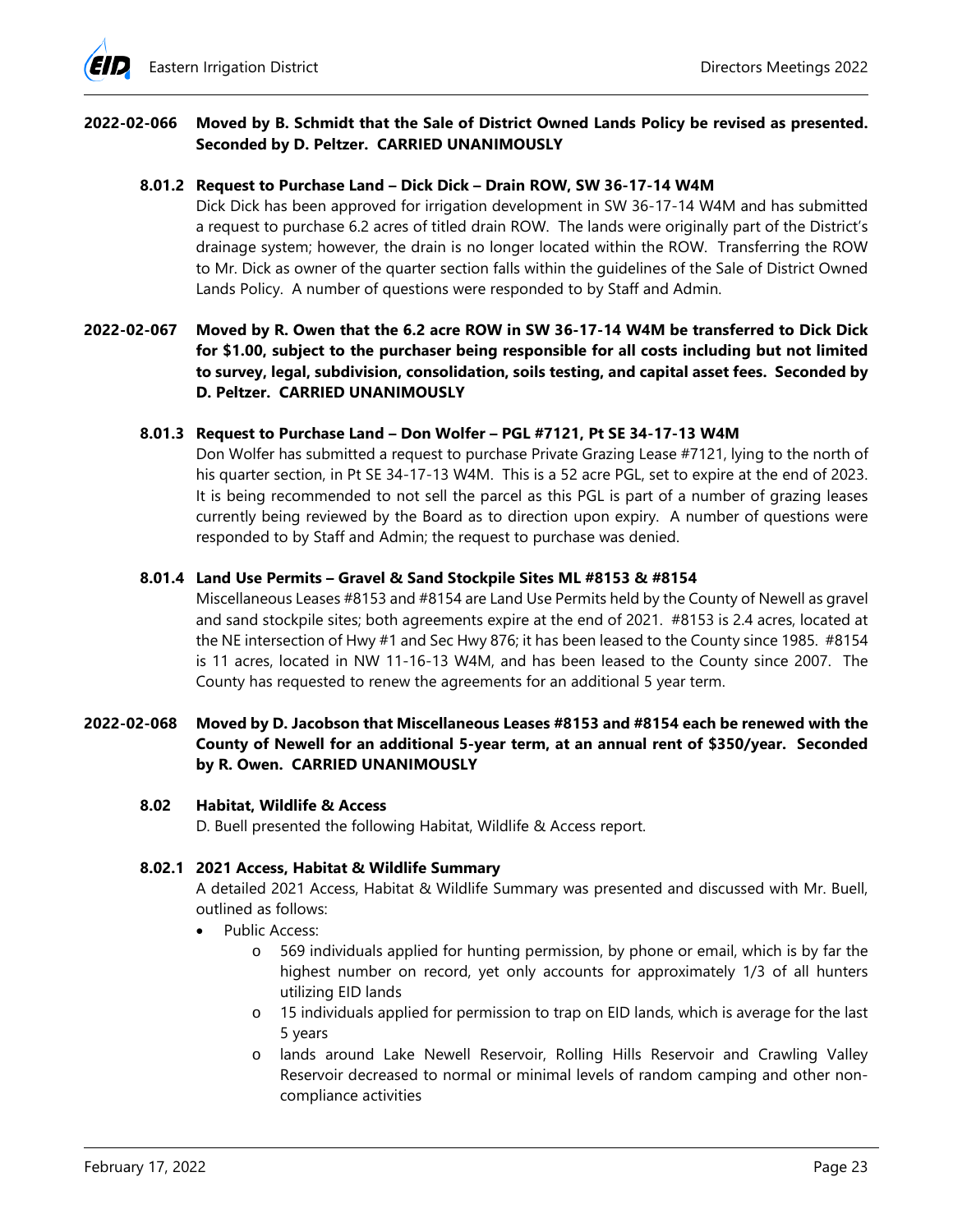**2022-02-066 Moved by B. Schmidt that the Sale of District Owned Lands Policy be revised as presented. Seconded by D. Peltzer. CARRIED UNANIMOUSLY**

### 8.01.2 Request to Purchase Land – Dick Dick – Drain ROW, SW 36-17-14 W4M

Dick Dick has been approved for irrigation development in SW 36-17-14 W4M and has submitted a request to purchase 6.2 acres of titled drain ROW. The lands were originally part of the District's drainage system; however, the drain is no longer located within the ROW. Transferring the ROW to Mr. Dick as owner of the quarter section falls within the guidelines of the Sale of District Owned Lands Policy. A number of questions were responded to by Staff and Admin.

**2022-02-067 Moved by R. Owen that the 6.2 acre ROW in SW 36-17-14 W4M be transferred to Dick Dick for $1.00, subject to the purchaser being responsible for all costs including but not limited to survey, legal, subdivision, consolidation, soils testing, and capital asset fees. Seconded by D. Peltzer. CARRIED UNANIMOUSLY**

### 8.01.3 Request to Purchase Land – Don Wolfer – PGL #7121, Pt SE 34-17-13 W4M

Don Wolfer has submitted a request to purchase Private Grazing Lease #7121, lying to the north of his quarter section, in Pt SE 34-17-13 W4M. This is a 52 acre PGL, set to expire at the end of 2023. It is being recommended to not sell the parcel as this PGL is part of a number of grazing leases currently being reviewed by the Board as to direction upon expiry. A number of questions were responded to by Staff and Admin; the request to purchase was denied.

### 8.01.4 Land Use Permits – Gravel & Sand Stockpile Sites ML #8153 & #8154

Miscellaneous Leases #8153 and #8154 are Land Use Permits held by the County of Newell as gravel and sand stockpile sites; both agreements expire at the end of 2021. #8153 is 2.4 acres, located at the NE intersection of Hwy #1 and Sec Hwy 876; it has been leased to the County since 1985. #8154 is 11 acres, located in NW 11-16-13 W4M, and has been leased to the County since 2007. The County has requested to renew the agreements for an additional 5 year term.

**2022-02-068 Moved by D. Jacobson that Miscellaneous Leases #8153 and #8154 each be renewed with the County of Newell for an additional 5-year term, at an annual rent of $350/year. Seconded by R. Owen. CARRIED UNANIMOUSLY**

### 8.02 Habitat, Wildlife & Access

D. Buell presented the following Habitat, Wildlife & Access report.

### 8.02.1 2021 Access, Habitat & Wildlife Summary

A detailed 2021 Access, Habitat & Wildlife Summary was presented and discussed with Mr. Buell, outlined as follows:

- Public Access:
  - 569 individuals applied for hunting permission, by phone or email, which is by far the highest number on record, yet only accounts for approximately 1/3 of all hunters utilizing EID lands
  - 15 individuals applied for permission to trap on EID lands, which is average for the last 5 years
  - lands around Lake Newell Reservoir, Rolling Hills Reservoir and Crawling Valley Reservoir decreased to normal or minimal levels of random camping and other non-compliance activities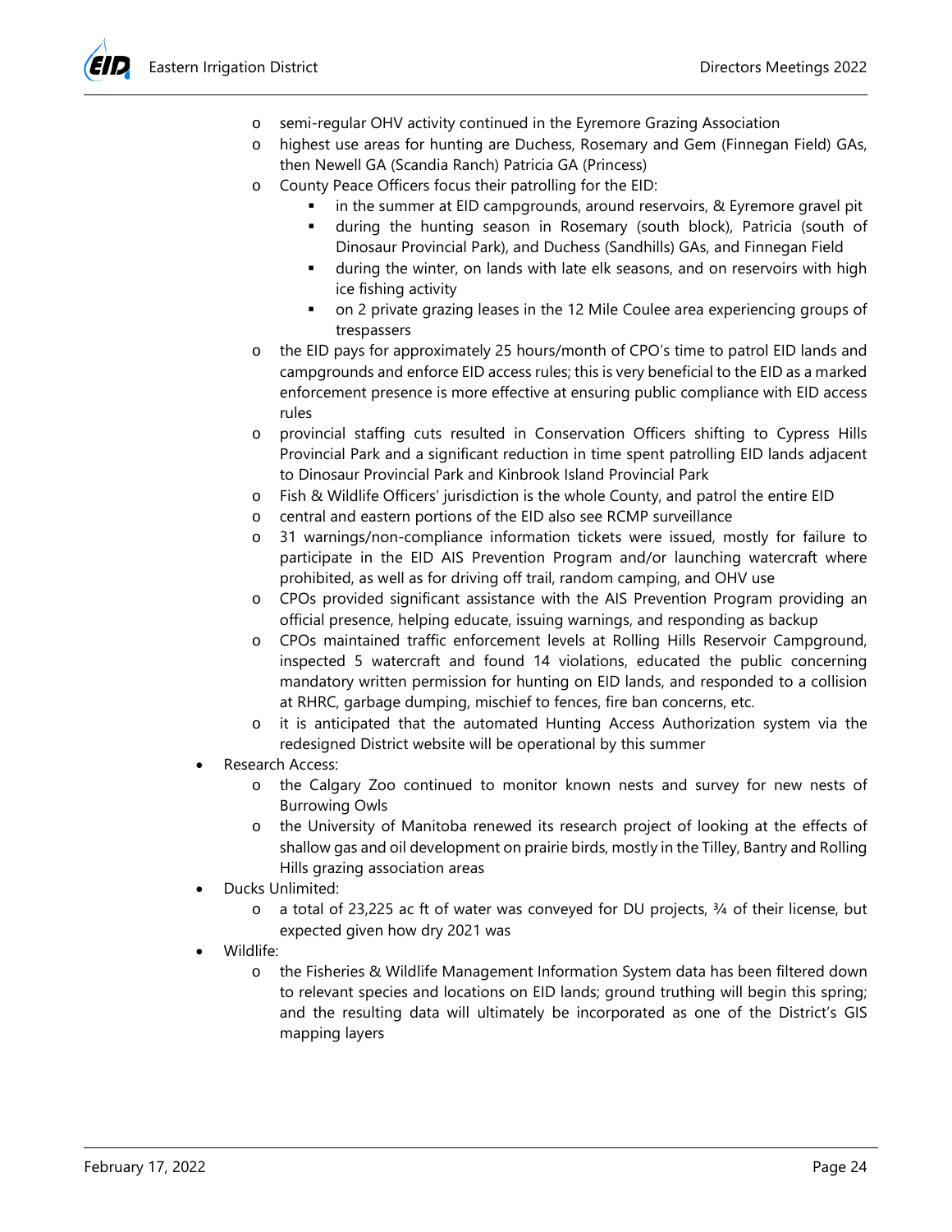- semi-regular OHV activity continued in the Eyremore Grazing Association
  - highest use areas for hunting are Duchess, Rosemary and Gem (Finnegan Field) GAs, then Newell GA (Scandia Ranch) Patricia GA (Princess)
  - County Peace Officers focus their patrolling for the EID:
    - in the summer at EID campgrounds, around reservoirs, & Eyremore gravel pit
    - during the hunting season in Rosemary (south block), Patricia (south of Dinosaur Provincial Park), and Duchess (Sandhills) GAs, and Finnegan Field
    - during the winter, on lands with late elk seasons, and on reservoirs with high ice fishing activity
    - on 2 private grazing leases in the 12 Mile Coulee area experiencing groups of trespassers
  - the EID pays for approximately 25 hours/month of CPO's time to patrol EID lands and campgrounds and enforce EID access rules; this is very beneficial to the EID as a marked enforcement presence is more effective at ensuring public compliance with EID access rules
  - provincial staffing cuts resulted in Conservation Officers shifting to Cypress Hills Provincial Park and a significant reduction in time spent patrolling EID lands adjacent to Dinosaur Provincial Park and Kinbrook Island Provincial Park
  - Fish & Wildlife Officers' jurisdiction is the whole County, and patrol the entire EID
  - central and eastern portions of the EID also see RCMP surveillance
  - 31 warnings/non-compliance information tickets were issued, mostly for failure to participate in the EID AIS Prevention Program and/or launching watercraft where prohibited, as well as for driving off trail, random camping, and OHV use
  - CPOs provided significant assistance with the AIS Prevention Program providing an official presence, helping educate, issuing warnings, and responding as backup
  - CPOs maintained traffic enforcement levels at Rolling Hills Reservoir Campground, inspected 5 watercraft and found 14 violations, educated the public concerning mandatory written permission for hunting on EID lands, and responded to a collision at RHRC, garbage dumping, mischief to fences, fire ban concerns, etc.
  - it is anticipated that the automated Hunting Access Authorization system via the redesigned District website will be operational by this summer
- Research Access:
  - the Calgary Zoo continued to monitor known nests and survey for new nests of Burrowing Owls
  - the University of Manitoba renewed its research project of looking at the effects of shallow gas and oil development on prairie birds, mostly in the Tilley, Bantry and Rolling Hills grazing association areas
- Ducks Unlimited:
  - a total of 23,225 ac ft of water was conveyed for DU projects, ¾ of their license, but expected given how dry 2021 was
- Wildlife:
  - the Fisheries & Wildlife Management Information System data has been filtered down to relevant species and locations on EID lands; ground truthing will begin this spring; and the resulting data will ultimately be incorporated as one of the District's GIS mapping layers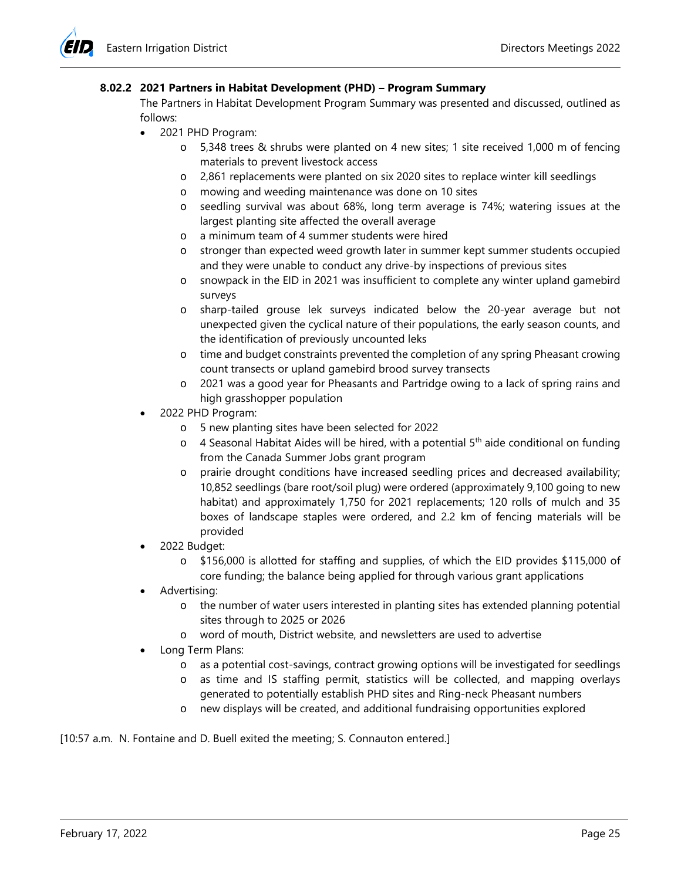### 8.02.2 2021 Partners in Habitat Development (PHD) – Program Summary

The Partners in Habitat Development Program Summary was presented and discussed, outlined as follows:

- 2021 PHD Program:
  - 5,348 trees & shrubs were planted on 4 new sites; 1 site received 1,000 m of fencing materials to prevent livestock access
  - 2,861 replacements were planted on six 2020 sites to replace winter kill seedlings
  - mowing and weeding maintenance was done on 10 sites
  - seedling survival was about 68%, long term average is 74%; watering issues at the largest planting site affected the overall average
  - a minimum team of 4 summer students were hired
  - stronger than expected weed growth later in summer kept summer students occupied and they were unable to conduct any drive-by inspections of previous sites
  - snowpack in the EID in 2021 was insufficient to complete any winter upland gamebird surveys
  - sharp-tailed grouse lek surveys indicated below the 20-year average but not unexpected given the cyclical nature of their populations, the early season counts, and the identification of previously uncounted leks
  - time and budget constraints prevented the completion of any spring Pheasant crowing count transects or upland gamebird brood survey transects
  - 2021 was a good year for Pheasants and Partridge owing to a lack of spring rains and high grasshopper population
- 2022 PHD Program:
  - 5 new planting sites have been selected for 2022
  - 4 Seasonal Habitat Aides will be hired, with a potential 5th aide conditional on funding from the Canada Summer Jobs grant program
  - prairie drought conditions have increased seedling prices and decreased availability; 10,852 seedlings (bare root/soil plug) were ordered (approximately 9,100 going to new habitat) and approximately 1,750 for 2021 replacements; 120 rolls of mulch and 35 boxes of landscape staples were ordered, and 2.2 km of fencing materials will be provided
- 2022 Budget:
  - $156,000 is allotted for staffing and supplies, of which the EID provides $115,000 of core funding; the balance being applied for through various grant applications
- Advertising:
  - the number of water users interested in planting sites has extended planning potential sites through to 2025 or 2026
  - word of mouth, District website, and newsletters are used to advertise
- Long Term Plans:
  - as a potential cost-savings, contract growing options will be investigated for seedlings
  - as time and IS staffing permit, statistics will be collected, and mapping overlays generated to potentially establish PHD sites and Ring-neck Pheasant numbers
  - new displays will be created, and additional fundraising opportunities explored

[10:57 a.m. N. Fontaine and D. Buell exited the meeting; S. Connauton entered.]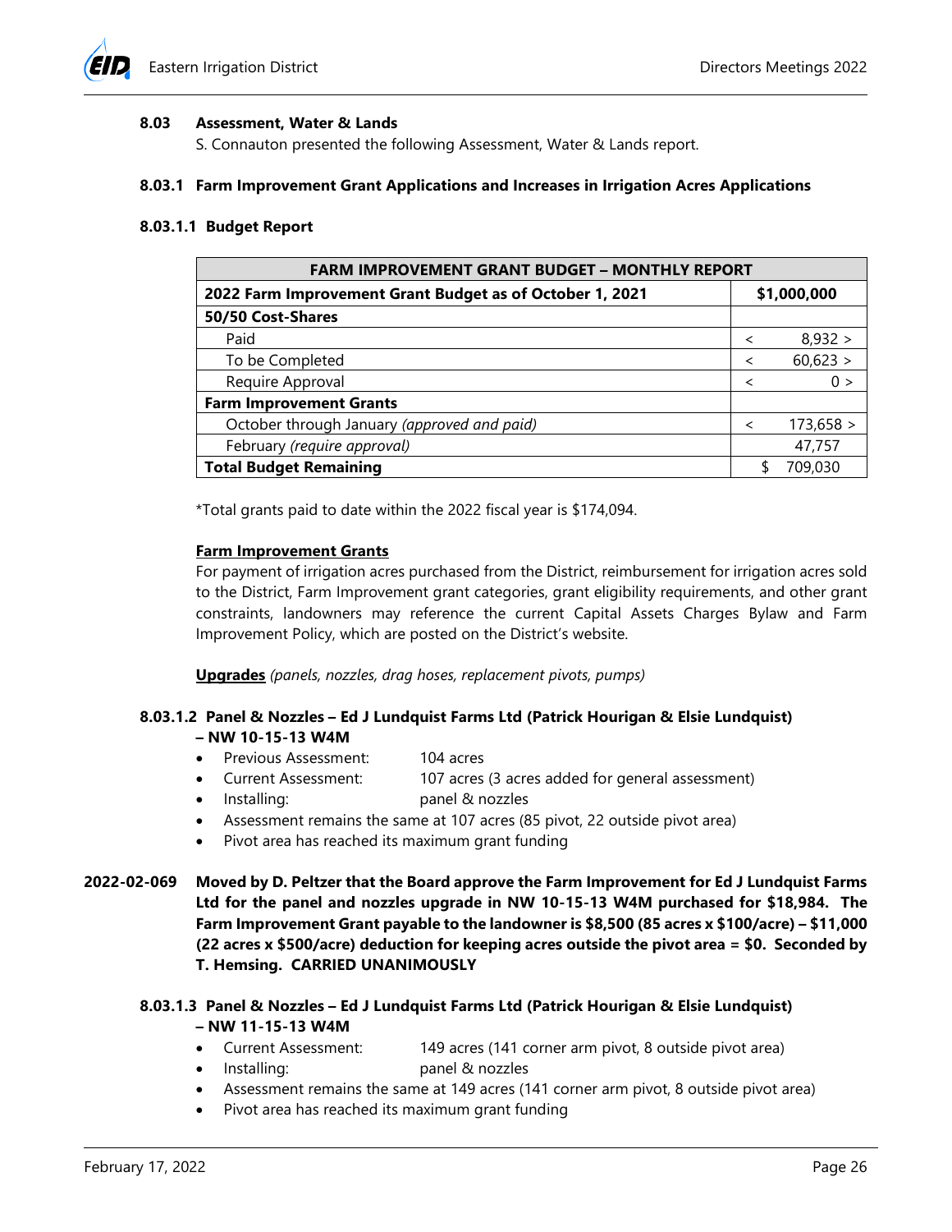### 8.03 Assessment, Water & Lands

S. Connauton presented the following Assessment, Water & Lands report.

### 8.03.1 Farm Improvement Grant Applications and Increases in Irrigation Acres Applications

#### 8.03.1.1 Budget Report

| FARM IMPROVEMENT GRANT BUDGET – MONTHLY REPORT | |
|---|---|
| **2022 Farm Improvement Grant Budget as of October 1, 2021** | **$1,000,000** |
| **50/50 Cost-Shares** | |
| Paid | < 8,932 > |
| To be Completed | < 60,623 > |
| Require Approval | < 0 > |
| **Farm Improvement Grants** | |
| October through January *(approved and paid)* | < 173,658 > |
| February *(require approval)* | 47,757 |
| **Total Budget Remaining** | $ 709,030 |

*Total grants paid to date within the 2022 fiscal year is $174,094.

**Farm Improvement Grants**

For payment of irrigation acres purchased from the District, reimbursement for irrigation acres sold to the District, Farm Improvement grant categories, grant eligibility requirements, and other grant constraints, landowners may reference the current Capital Assets Charges Bylaw and Farm Improvement Policy, which are posted on the District's website.

**Upgrades** *(panels, nozzles, drag hoses, replacement pivots, pumps)*

#### 8.03.1.2 Panel & Nozzles – Ed J Lundquist Farms Ltd (Patrick Hourigan & Elsie Lundquist) – NW 10-15-13 W4M

- Previous Assessment: 104 acres
- Current Assessment: 107 acres (3 acres added for general assessment)
- Installing: panel & nozzles
- Assessment remains the same at 107 acres (85 pivot, 22 outside pivot area)
- Pivot area has reached its maximum grant funding

**2022-02-069 Moved by D. Peltzer that the Board approve the Farm Improvement for Ed J Lundquist Farms Ltd for the panel and nozzles upgrade in NW 10-15-13 W4M purchased for $18,984. The Farm Improvement Grant payable to the landowner is $8,500 (85 acres x $100/acre) – $11,000 (22 acres x $500/acre) deduction for keeping acres outside the pivot area = $0. Seconded by T. Hemsing. CARRIED UNANIMOUSLY**

#### 8.03.1.3 Panel & Nozzles – Ed J Lundquist Farms Ltd (Patrick Hourigan & Elsie Lundquist) – NW 11-15-13 W4M

- Current Assessment: 149 acres (141 corner arm pivot, 8 outside pivot area)
- Installing: panel & nozzles
- Assessment remains the same at 149 acres (141 corner arm pivot, 8 outside pivot area)
- Pivot area has reached its maximum grant funding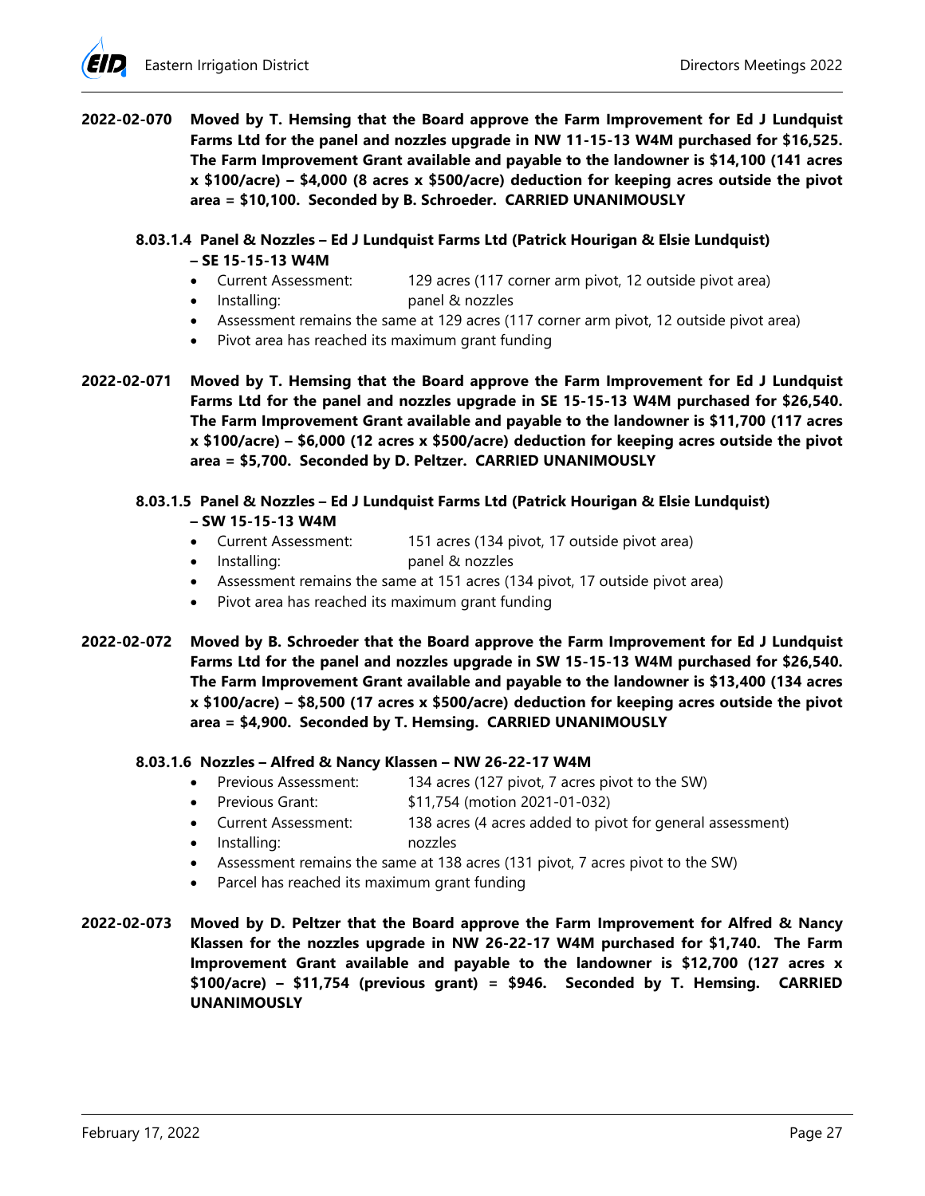**2022-02-070 Moved by T. Hemsing that the Board approve the Farm Improvement for Ed J Lundquist Farms Ltd for the panel and nozzles upgrade in NW 11-15-13 W4M purchased for $16,525. The Farm Improvement Grant available and payable to the landowner is $14,100 (141 acres x $100/acre) – $4,000 (8 acres x $500/acre) deduction for keeping acres outside the pivot area = $10,100. Seconded by B. Schroeder. CARRIED UNANIMOUSLY**

#### 8.03.1.4 Panel & Nozzles – Ed J Lundquist Farms Ltd (Patrick Hourigan & Elsie Lundquist) – SE 15-15-13 W4M

- Current Assessment: 129 acres (117 corner arm pivot, 12 outside pivot area)
- Installing: panel & nozzles
- Assessment remains the same at 129 acres (117 corner arm pivot, 12 outside pivot area)
- Pivot area has reached its maximum grant funding

**2022-02-071 Moved by T. Hemsing that the Board approve the Farm Improvement for Ed J Lundquist Farms Ltd for the panel and nozzles upgrade in SE 15-15-13 W4M purchased for $26,540. The Farm Improvement Grant available and payable to the landowner is $11,700 (117 acres x $100/acre) – $6,000 (12 acres x $500/acre) deduction for keeping acres outside the pivot area = $5,700. Seconded by D. Peltzer. CARRIED UNANIMOUSLY**

#### 8.03.1.5 Panel & Nozzles – Ed J Lundquist Farms Ltd (Patrick Hourigan & Elsie Lundquist) – SW 15-15-13 W4M

- Current Assessment: 151 acres (134 pivot, 17 outside pivot area)
- Installing: panel & nozzles
- Assessment remains the same at 151 acres (134 pivot, 17 outside pivot area)
- Pivot area has reached its maximum grant funding

**2022-02-072 Moved by B. Schroeder that the Board approve the Farm Improvement for Ed J Lundquist Farms Ltd for the panel and nozzles upgrade in SW 15-15-13 W4M purchased for $26,540. The Farm Improvement Grant available and payable to the landowner is $13,400 (134 acres x $100/acre) – $8,500 (17 acres x $500/acre) deduction for keeping acres outside the pivot area = $4,900. Seconded by T. Hemsing. CARRIED UNANIMOUSLY**

#### 8.03.1.6 Nozzles – Alfred & Nancy Klassen – NW 26-22-17 W4M

- Previous Assessment: 134 acres (127 pivot, 7 acres pivot to the SW)
- Previous Grant: $11,754 (motion 2021-01-032)
- Current Assessment: 138 acres (4 acres added to pivot for general assessment)
- Installing: nozzles
- Assessment remains the same at 138 acres (131 pivot, 7 acres pivot to the SW)
- Parcel has reached its maximum grant funding

**2022-02-073 Moved by D. Peltzer that the Board approve the Farm Improvement for Alfred & Nancy Klassen for the nozzles upgrade in NW 26-22-17 W4M purchased for $1,740. The Farm Improvement Grant available and payable to the landowner is $12,700 (127 acres x $100/acre) – $11,754 (previous grant) = $946. Seconded by T. Hemsing. CARRIED UNANIMOUSLY**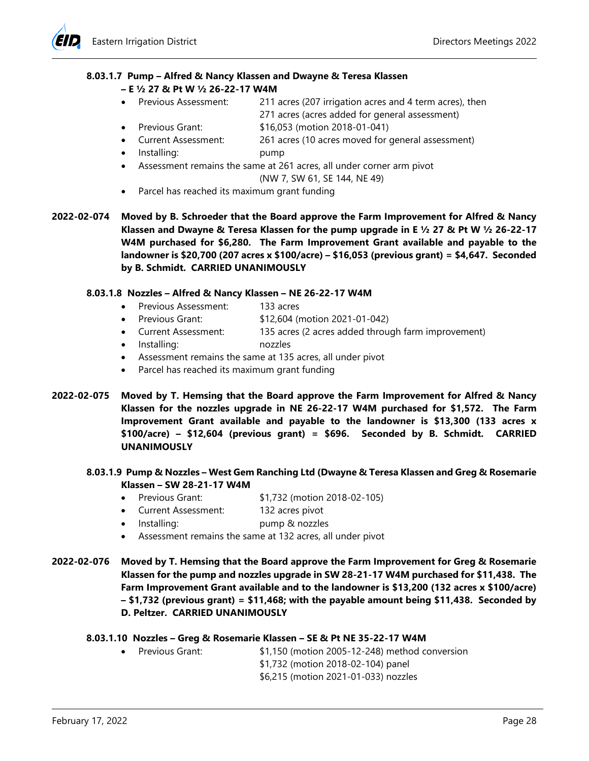#### 8.03.1.7 Pump – Alfred & Nancy Klassen and Dwayne & Teresa Klassen – E ½ 27 & Pt W ½ 26-22-17 W4M

- Previous Assessment: 211 acres (207 irrigation acres and 4 term acres), then 271 acres (acres added for general assessment)
- Previous Grant: $16,053 (motion 2018-01-041)
- Current Assessment: 261 acres (10 acres moved for general assessment)
- Installing: pump
- Assessment remains the same at 261 acres, all under corner arm pivot (NW 7, SW 61, SE 144, NE 49)
- Parcel has reached its maximum grant funding

**2022-02-074 Moved by B. Schroeder that the Board approve the Farm Improvement for Alfred & Nancy Klassen and Dwayne & Teresa Klassen for the pump upgrade in E ½ 27 & Pt W ½ 26-22-17 W4M purchased for $6,280. The Farm Improvement Grant available and payable to the landowner is $20,700 (207 acres x $100/acre) – $16,053 (previous grant) = $4,647. Seconded by B. Schmidt. CARRIED UNANIMOUSLY**

#### 8.03.1.8 Nozzles – Alfred & Nancy Klassen – NE 26-22-17 W4M

- Previous Assessment: 133 acres
- Previous Grant: $12,604 (motion 2021-01-042)
- Current Assessment: 135 acres (2 acres added through farm improvement)
- Installing: nozzles
- Assessment remains the same at 135 acres, all under pivot
- Parcel has reached its maximum grant funding

**2022-02-075 Moved by T. Hemsing that the Board approve the Farm Improvement for Alfred & Nancy Klassen for the nozzles upgrade in NE 26-22-17 W4M purchased for $1,572. The Farm Improvement Grant available and payable to the landowner is $13,300 (133 acres x $100/acre) – $12,604 (previous grant) = $696. Seconded by B. Schmidt. CARRIED UNANIMOUSLY**

#### 8.03.1.9 Pump & Nozzles – West Gem Ranching Ltd (Dwayne & Teresa Klassen and Greg & Rosemarie Klassen – SW 28-21-17 W4M

- Previous Grant: $1,732 (motion 2018-02-105)
- Current Assessment: 132 acres pivot
- Installing: pump & nozzles
- Assessment remains the same at 132 acres, all under pivot

**2022-02-076 Moved by T. Hemsing that the Board approve the Farm Improvement for Greg & Rosemarie Klassen for the pump and nozzles upgrade in SW 28-21-17 W4M purchased for $11,438. The Farm Improvement Grant available and to the landowner is $13,200 (132 acres x $100/acre) – $1,732 (previous grant) = $11,468; with the payable amount being $11,438. Seconded by D. Peltzer. CARRIED UNANIMOUSLY**

#### 8.03.1.10 Nozzles – Greg & Rosemarie Klassen – SE & Pt NE 35-22-17 W4M

- Previous Grant: $1,150 (motion 2005-12-248) method conversion
  $1,732 (motion 2018-02-104) panel
  $6,215 (motion 2021-01-033) nozzles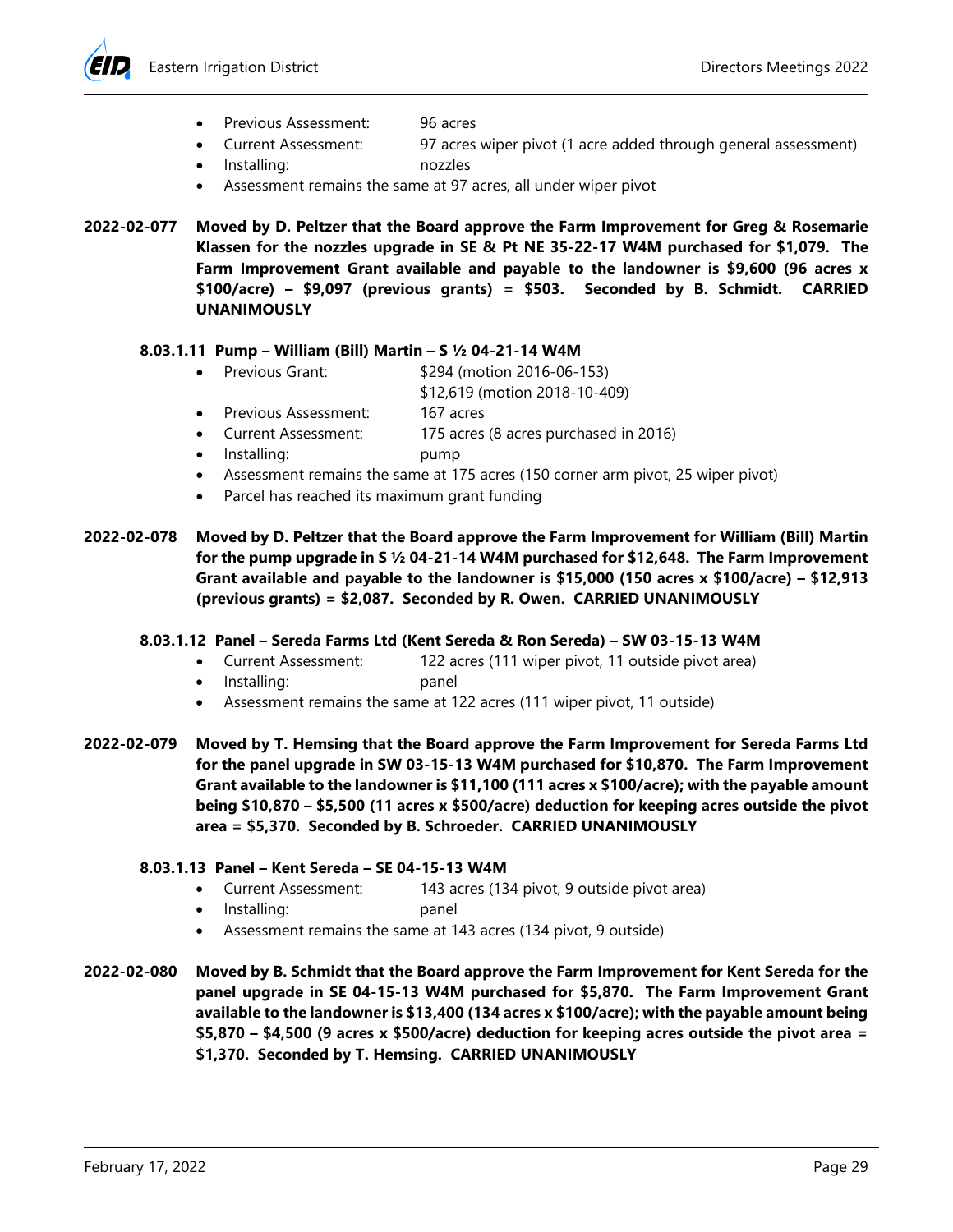- Previous Assessment: 96 acres
- Current Assessment: 97 acres wiper pivot (1 acre added through general assessment)
- Installing: nozzles
- Assessment remains the same at 97 acres, all under wiper pivot

**2022-02-077 Moved by D. Peltzer that the Board approve the Farm Improvement for Greg & Rosemarie Klassen for the nozzles upgrade in SE & Pt NE 35-22-17 W4M purchased for $1,079. The Farm Improvement Grant available and payable to the landowner is $9,600 (96 acres x $100/acre) – $9,097 (previous grants) = $503. Seconded by B. Schmidt. CARRIED UNANIMOUSLY**

#### 8.03.1.11 Pump – William (Bill) Martin – S ½ 04-21-14 W4M

- Previous Grant: $294 (motion 2016-06-153)
  $12,619 (motion 2018-10-409)
- Previous Assessment: 167 acres
- Current Assessment: 175 acres (8 acres purchased in 2016)
- Installing: pump
- Assessment remains the same at 175 acres (150 corner arm pivot, 25 wiper pivot)
- Parcel has reached its maximum grant funding

**2022-02-078 Moved by D. Peltzer that the Board approve the Farm Improvement for William (Bill) Martin for the pump upgrade in S ½ 04-21-14 W4M purchased for $12,648. The Farm Improvement Grant available and payable to the landowner is $15,000 (150 acres x $100/acre) – $12,913 (previous grants) = $2,087. Seconded by R. Owen. CARRIED UNANIMOUSLY**

#### 8.03.1.12 Panel – Sereda Farms Ltd (Kent Sereda & Ron Sereda) – SW 03-15-13 W4M

- Current Assessment: 122 acres (111 wiper pivot, 11 outside pivot area)
- Installing: panel
- Assessment remains the same at 122 acres (111 wiper pivot, 11 outside)

**2022-02-079 Moved by T. Hemsing that the Board approve the Farm Improvement for Sereda Farms Ltd for the panel upgrade in SW 03-15-13 W4M purchased for $10,870. The Farm Improvement Grant available to the landowner is $11,100 (111 acres x $100/acre); with the payable amount being $10,870 – $5,500 (11 acres x $500/acre) deduction for keeping acres outside the pivot area = $5,370. Seconded by B. Schroeder. CARRIED UNANIMOUSLY**

#### 8.03.1.13 Panel – Kent Sereda – SE 04-15-13 W4M

- Current Assessment: 143 acres (134 pivot, 9 outside pivot area)
- Installing: panel
- Assessment remains the same at 143 acres (134 pivot, 9 outside)

**2022-02-080 Moved by B. Schmidt that the Board approve the Farm Improvement for Kent Sereda for the panel upgrade in SE 04-15-13 W4M purchased for $5,870. The Farm Improvement Grant available to the landowner is $13,400 (134 acres x $100/acre); with the payable amount being $5,870 – $4,500 (9 acres x $500/acre) deduction for keeping acres outside the pivot area = $1,370. Seconded by T. Hemsing. CARRIED UNANIMOUSLY**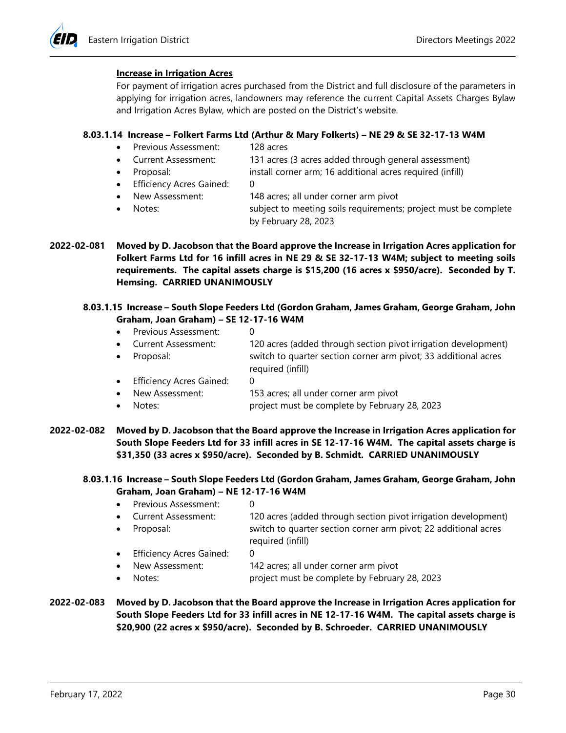**Increase in Irrigation Acres**

For payment of irrigation acres purchased from the District and full disclosure of the parameters in applying for irrigation acres, landowners may reference the current Capital Assets Charges Bylaw and Irrigation Acres Bylaw, which are posted on the District's website.

**8.03.1.14 Increase – Folkert Farms Ltd (Arthur & Mary Folkerts) – NE 29 & SE 32-17-13 W4M**

- Previous Assessment: 128 acres
- Current Assessment: 131 acres (3 acres added through general assessment)
- Proposal: install corner arm; 16 additional acres required (infill)
- Efficiency Acres Gained: 0
- New Assessment: 148 acres; all under corner arm pivot
- Notes: subject to meeting soils requirements; project must be complete by February 28, 2023

**2022-02-081** **Moved by D. Jacobson that the Board approve the Increase in Irrigation Acres application for Folkert Farms Ltd for 16 infill acres in NE 29 & SE 32-17-13 W4M; subject to meeting soils requirements. The capital assets charge is $15,200 (16 acres x $950/acre). Seconded by T. Hemsing. CARRIED UNANIMOUSLY**

**8.03.1.15 Increase – South Slope Feeders Ltd (Gordon Graham, James Graham, George Graham, John Graham, Joan Graham) – SE 12-17-16 W4M**

- Previous Assessment: 0
- Current Assessment: 120 acres (added through section pivot irrigation development)
- Proposal: switch to quarter section corner arm pivot; 33 additional acres required (infill)
- Efficiency Acres Gained: 0
- New Assessment: 153 acres; all under corner arm pivot
- Notes: project must be complete by February 28, 2023

**2022-02-082** **Moved by D. Jacobson that the Board approve the Increase in Irrigation Acres application for South Slope Feeders Ltd for 33 infill acres in SE 12-17-16 W4M. The capital assets charge is $31,350 (33 acres x $950/acre). Seconded by B. Schmidt. CARRIED UNANIMOUSLY**

**8.03.1.16 Increase – South Slope Feeders Ltd (Gordon Graham, James Graham, George Graham, John Graham, Joan Graham) – NE 12-17-16 W4M**

- Previous Assessment: 0
- Current Assessment: 120 acres (added through section pivot irrigation development)
- Proposal: switch to quarter section corner arm pivot; 22 additional acres required (infill)
- Efficiency Acres Gained: 0
- New Assessment: 142 acres; all under corner arm pivot
- Notes: project must be complete by February 28, 2023

**2022-02-083** **Moved by D. Jacobson that the Board approve the Increase in Irrigation Acres application for South Slope Feeders Ltd for 33 infill acres in NE 12-17-16 W4M. The capital assets charge is $20,900 (22 acres x $950/acre). Seconded by B. Schroeder. CARRIED UNANIMOUSLY**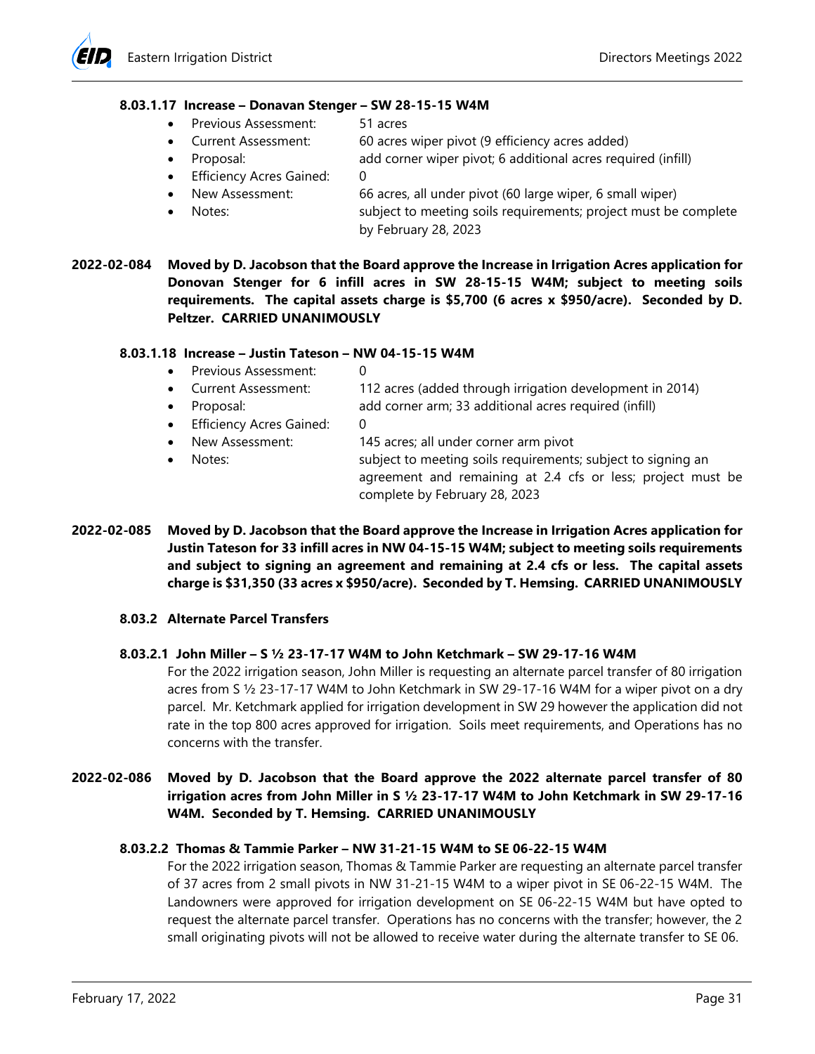#### 8.03.1.17 Increase – Donavan Stenger – SW 28-15-15 W4M

- Previous Assessment: 51 acres
- Current Assessment: 60 acres wiper pivot (9 efficiency acres added)
- Proposal: add corner wiper pivot; 6 additional acres required (infill)
- Efficiency Acres Gained: 0
- New Assessment: 66 acres, all under pivot (60 large wiper, 6 small wiper)
- Notes: subject to meeting soils requirements; project must be complete by February 28, 2023

**2022-02-084 Moved by D. Jacobson that the Board approve the Increase in Irrigation Acres application for Donovan Stenger for 6 infill acres in SW 28-15-15 W4M; subject to meeting soils requirements. The capital assets charge is $5,700 (6 acres x $950/acre). Seconded by D. Peltzer. CARRIED UNANIMOUSLY**

#### 8.03.1.18 Increase – Justin Tateson – NW 04-15-15 W4M

- Previous Assessment: 0
- Current Assessment: 112 acres (added through irrigation development in 2014)
- Proposal: add corner arm; 33 additional acres required (infill)
- Efficiency Acres Gained: 0
- New Assessment: 145 acres; all under corner arm pivot
- Notes: subject to meeting soils requirements; subject to signing an agreement and remaining at 2.4 cfs or less; project must be complete by February 28, 2023

**2022-02-085 Moved by D. Jacobson that the Board approve the Increase in Irrigation Acres application for Justin Tateson for 33 infill acres in NW 04-15-15 W4M; subject to meeting soils requirements and subject to signing an agreement and remaining at 2.4 cfs or less. The capital assets charge is $31,350 (33 acres x $950/acre). Seconded by T. Hemsing. CARRIED UNANIMOUSLY**

### 8.03.2 Alternate Parcel Transfers

#### 8.03.2.1 John Miller – S ½ 23-17-17 W4M to John Ketchmark – SW 29-17-16 W4M

For the 2022 irrigation season, John Miller is requesting an alternate parcel transfer of 80 irrigation acres from S ½ 23-17-17 W4M to John Ketchmark in SW 29-17-16 W4M for a wiper pivot on a dry parcel. Mr. Ketchmark applied for irrigation development in SW 29 however the application did not rate in the top 800 acres approved for irrigation. Soils meet requirements, and Operations has no concerns with the transfer.

**2022-02-086 Moved by D. Jacobson that the Board approve the 2022 alternate parcel transfer of 80 irrigation acres from John Miller in S ½ 23-17-17 W4M to John Ketchmark in SW 29-17-16 W4M. Seconded by T. Hemsing. CARRIED UNANIMOUSLY**

#### 8.03.2.2 Thomas & Tammie Parker – NW 31-21-15 W4M to SE 06-22-15 W4M

For the 2022 irrigation season, Thomas & Tammie Parker are requesting an alternate parcel transfer of 37 acres from 2 small pivots in NW 31-21-15 W4M to a wiper pivot in SE 06-22-15 W4M. The Landowners were approved for irrigation development on SE 06-22-15 W4M but have opted to request the alternate parcel transfer. Operations has no concerns with the transfer; however, the 2 small originating pivots will not be allowed to receive water during the alternate transfer to SE 06.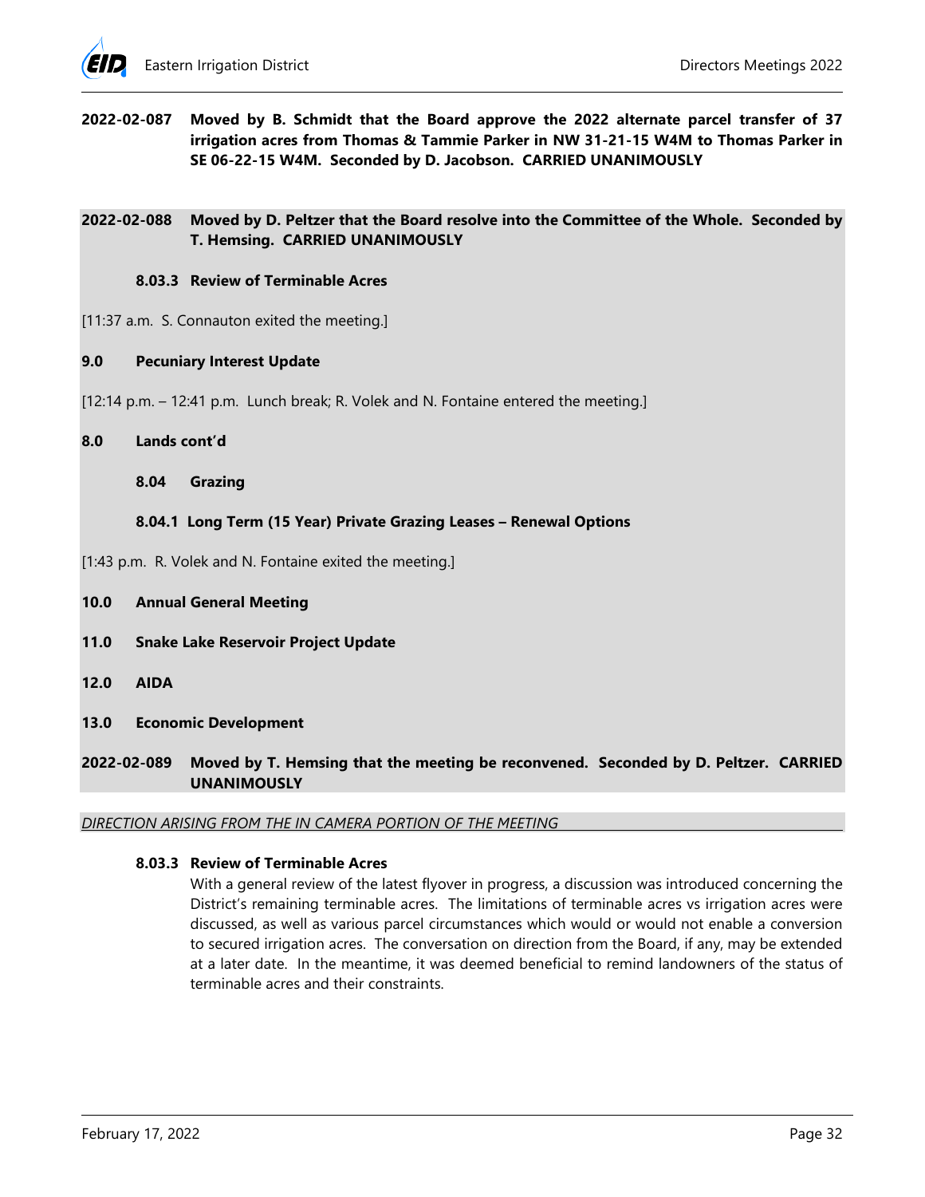**2022-02-087 Moved by B. Schmidt that the Board approve the 2022 alternate parcel transfer of 37 irrigation acres from Thomas & Tammie Parker in NW 31-21-15 W4M to Thomas Parker in SE 06-22-15 W4M. Seconded by D. Jacobson. CARRIED UNANIMOUSLY**

**2022-02-088 Moved by D. Peltzer that the Board resolve into the Committee of the Whole. Seconded by T. Hemsing. CARRIED UNANIMOUSLY**

**8.03.3 Review of Terminable Acres**

[11:37 a.m. S. Connauton exited the meeting.]

**9.0 Pecuniary Interest Update**

[12:14 p.m. – 12:41 p.m. Lunch break; R. Volek and N. Fontaine entered the meeting.]

**8.0 Lands cont'd**

**8.04 Grazing**

**8.04.1 Long Term (15 Year) Private Grazing Leases – Renewal Options**

[1:43 p.m. R. Volek and N. Fontaine exited the meeting.]

**10.0 Annual General Meeting**

**11.0 Snake Lake Reservoir Project Update**

**12.0 AIDA**

**13.0 Economic Development**

**2022-02-089 Moved by T. Hemsing that the meeting be reconvened. Seconded by D. Peltzer. CARRIED UNANIMOUSLY**

*DIRECTION ARISING FROM THE IN CAMERA PORTION OF THE MEETING*

**8.03.3 Review of Terminable Acres**

With a general review of the latest flyover in progress, a discussion was introduced concerning the District's remaining terminable acres. The limitations of terminable acres vs irrigation acres were discussed, as well as various parcel circumstances which would or would not enable a conversion to secured irrigation acres. The conversation on direction from the Board, if any, may be extended at a later date. In the meantime, it was deemed beneficial to remind landowners of the status of terminable acres and their constraints.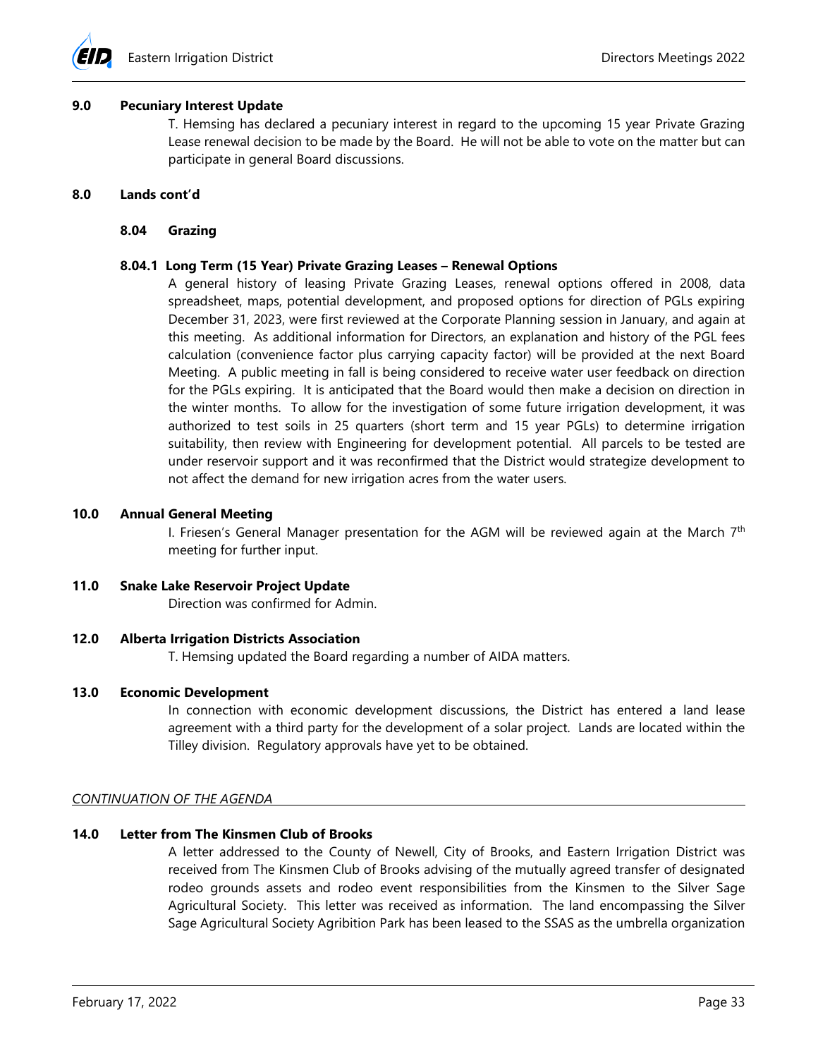## 9.0 Pecuniary Interest Update

T. Hemsing has declared a pecuniary interest in regard to the upcoming 15 year Private Grazing Lease renewal decision to be made by the Board. He will not be able to vote on the matter but can participate in general Board discussions.

## 8.0 Lands cont'd

### 8.04 Grazing

#### 8.04.1 Long Term (15 Year) Private Grazing Leases – Renewal Options

A general history of leasing Private Grazing Leases, renewal options offered in 2008, data spreadsheet, maps, potential development, and proposed options for direction of PGLs expiring December 31, 2023, were first reviewed at the Corporate Planning session in January, and again at this meeting. As additional information for Directors, an explanation and history of the PGL fees calculation (convenience factor plus carrying capacity factor) will be provided at the next Board Meeting. A public meeting in fall is being considered to receive water user feedback on direction for the PGLs expiring. It is anticipated that the Board would then make a decision on direction in the winter months. To allow for the investigation of some future irrigation development, it was authorized to test soils in 25 quarters (short term and 15 year PGLs) to determine irrigation suitability, then review with Engineering for development potential. All parcels to be tested are under reservoir support and it was reconfirmed that the District would strategize development to not affect the demand for new irrigation acres from the water users.

## 10.0 Annual General Meeting

I. Friesen's General Manager presentation for the AGM will be reviewed again at the March 7th meeting for further input.

## 11.0 Snake Lake Reservoir Project Update

Direction was confirmed for Admin.

## 12.0 Alberta Irrigation Districts Association

T. Hemsing updated the Board regarding a number of AIDA matters.

## 13.0 Economic Development

In connection with economic development discussions, the District has entered a land lease agreement with a third party for the development of a solar project. Lands are located within the Tilley division. Regulatory approvals have yet to be obtained.

*CONTINUATION OF THE AGENDA*

## 14.0 Letter from The Kinsmen Club of Brooks

A letter addressed to the County of Newell, City of Brooks, and Eastern Irrigation District was received from The Kinsmen Club of Brooks advising of the mutually agreed transfer of designated rodeo grounds assets and rodeo event responsibilities from the Kinsmen to the Silver Sage Agricultural Society. This letter was received as information. The land encompassing the Silver Sage Agricultural Society Agribition Park has been leased to the SSAS as the umbrella organization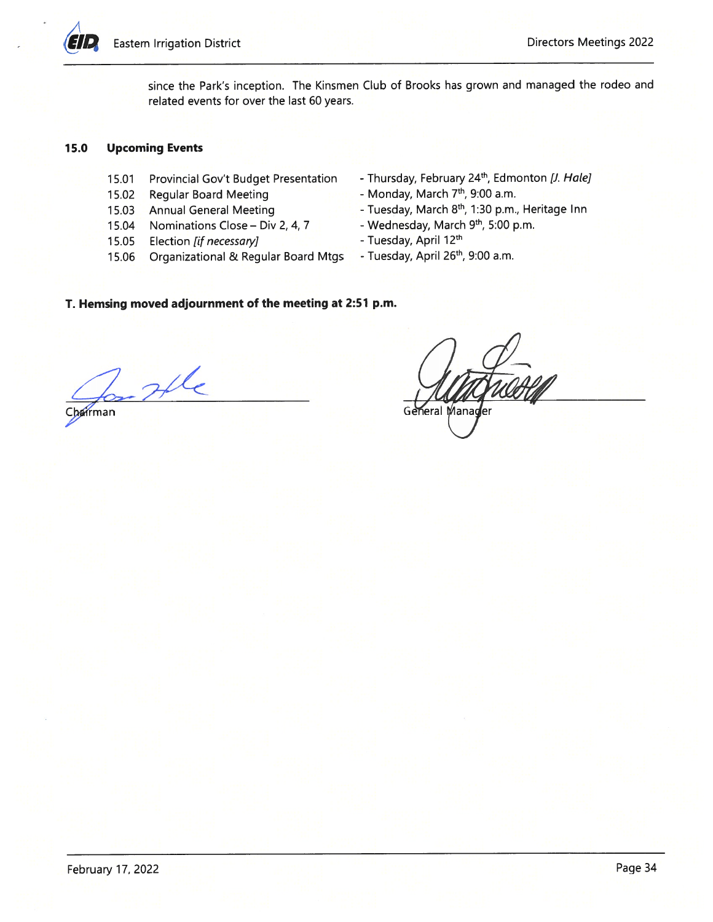since the Park's inception. The Kinsmen Club of Brooks has grown and managed the rodeo and related events for over the last 60 years.

## 15.0 Upcoming Events

| | | |
|---|---|---|
| 15.01 | Provincial Gov't Budget Presentation | - Thursday, February 24th, Edmonton *[J. Hale]* |
| 15.02 | Regular Board Meeting | - Monday, March 7th, 9:00 a.m. |
| 15.03 | Annual General Meeting | - Tuesday, March 8th, 1:30 p.m., Heritage Inn |
| 15.04 | Nominations Close – Div 2, 4, 7 | - Wednesday, March 9th, 5:00 p.m. |
| 15.05 | Election *[if necessary]* | - Tuesday, April 12th |
| 15.06 | Organizational & Regular Board Mtgs | - Tuesday, April 26th, 9:00 a.m. |

**T. Hemsing moved adjournment of the meeting at 2:51 p.m.**

Chairman

General Manager